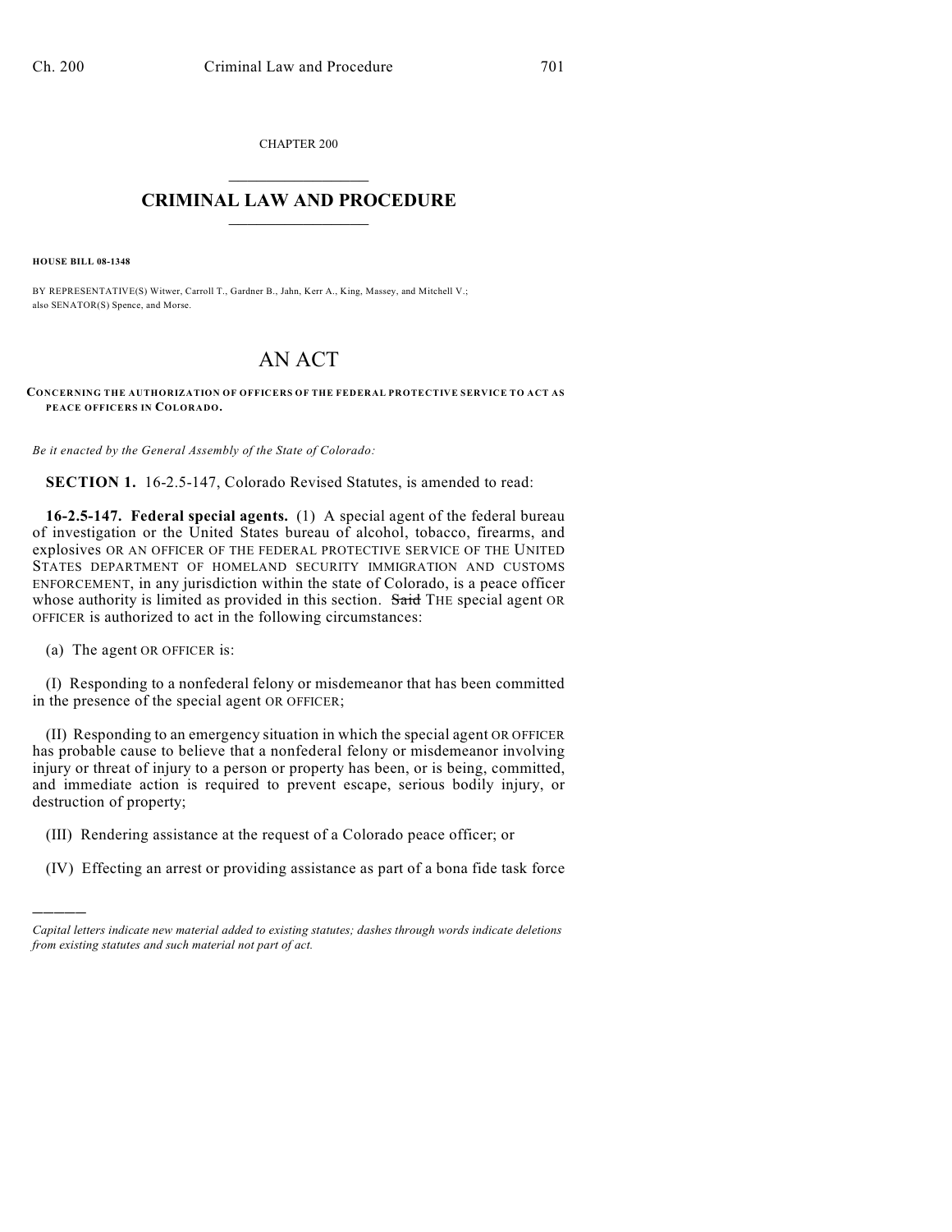CHAPTER 200

# CRIMINAL LAW AND PROCEDURE

**HOUSE BILL 08-1348**

BY REPRESENTATIVE(S) Witwer, Carroll T., Gardner B., Jahn, Kerr A., King, Massey, and Mitchell V.;
also SENATOR(S) Spence, and Morse.

# AN ACT

**CONCERNING THE AUTHORIZATION OF OFFICERS OF THE FEDERAL PROTECTIVE SERVICE TO ACT AS PEACE OFFICERS IN COLORADO.**

*Be it enacted by the General Assembly of the State of Colorado:*

**SECTION 1.** 16-2.5-147, Colorado Revised Statutes, is amended to read:

**16-2.5-147. Federal special agents.** (1) A special agent of the federal bureau of investigation or the United States bureau of alcohol, tobacco, firearms, and explosives OR AN OFFICER OF THE FEDERAL PROTECTIVE SERVICE OF THE UNITED STATES DEPARTMENT OF HOMELAND SECURITY IMMIGRATION AND CUSTOMS ENFORCEMENT, in any jurisdiction within the state of Colorado, is a peace officer whose authority is limited as provided in this section. ~~Said~~ THE special agent OR OFFICER is authorized to act in the following circumstances:

(a) The agent OR OFFICER is:

(I) Responding to a nonfederal felony or misdemeanor that has been committed in the presence of the special agent OR OFFICER;

(II) Responding to an emergency situation in which the special agent OR OFFICER has probable cause to believe that a nonfederal felony or misdemeanor involving injury or threat of injury to a person or property has been, or is being, committed, and immediate action is required to prevent escape, serious bodily injury, or destruction of property;

(III) Rendering assistance at the request of a Colorado peace officer; or

(IV) Effecting an arrest or providing assistance as part of a bona fide task force

---

*Capital letters indicate new material added to existing statutes; dashes through words indicate deletions from existing statutes and such material not part of act.*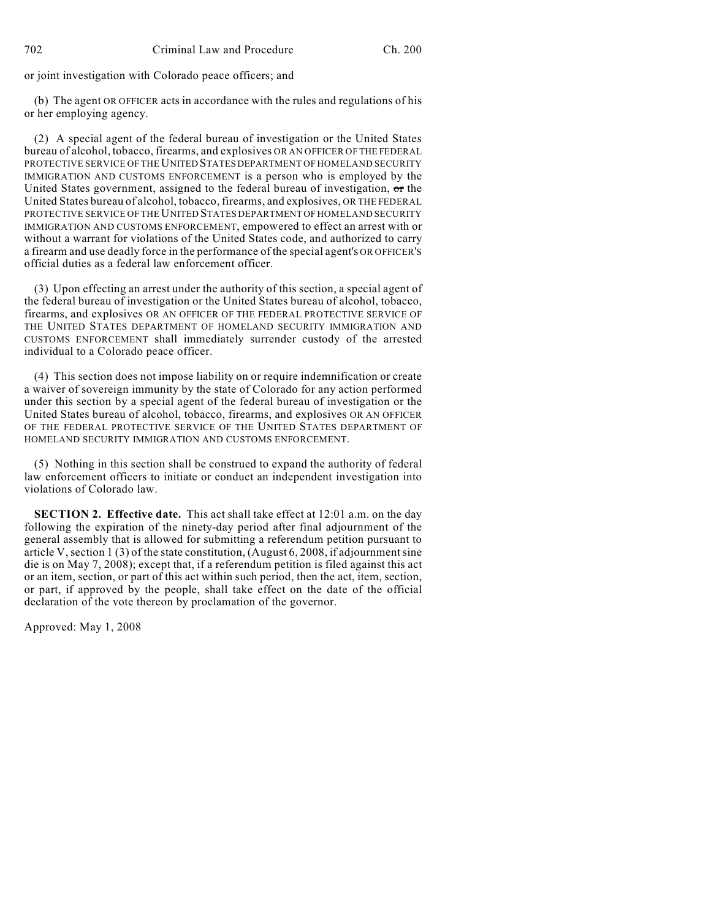or joint investigation with Colorado peace officers; and

(b) The agent OR OFFICER acts in accordance with the rules and regulations of his or her employing agency.

(2) A special agent of the federal bureau of investigation or the United States bureau of alcohol, tobacco, firearms, and explosives OR AN OFFICER OF THE FEDERAL PROTECTIVE SERVICE OF THE UNITED STATES DEPARTMENT OF HOMELAND SECURITY IMMIGRATION AND CUSTOMS ENFORCEMENT is a person who is employed by the United States government, assigned to the federal bureau of investigation, ~~or~~ the United States bureau of alcohol, tobacco, firearms, and explosives, OR THE FEDERAL PROTECTIVE SERVICE OF THE UNITED STATES DEPARTMENT OF HOMELAND SECURITY IMMIGRATION AND CUSTOMS ENFORCEMENT, empowered to effect an arrest with or without a warrant for violations of the United States code, and authorized to carry a firearm and use deadly force in the performance of the special agent's OR OFFICER'S official duties as a federal law enforcement officer.

(3) Upon effecting an arrest under the authority of this section, a special agent of the federal bureau of investigation or the United States bureau of alcohol, tobacco, firearms, and explosives OR AN OFFICER OF THE FEDERAL PROTECTIVE SERVICE OF THE UNITED STATES DEPARTMENT OF HOMELAND SECURITY IMMIGRATION AND CUSTOMS ENFORCEMENT shall immediately surrender custody of the arrested individual to a Colorado peace officer.

(4) This section does not impose liability on or require indemnification or create a waiver of sovereign immunity by the state of Colorado for any action performed under this section by a special agent of the federal bureau of investigation or the United States bureau of alcohol, tobacco, firearms, and explosives OR AN OFFICER OF THE FEDERAL PROTECTIVE SERVICE OF THE UNITED STATES DEPARTMENT OF HOMELAND SECURITY IMMIGRATION AND CUSTOMS ENFORCEMENT.

(5) Nothing in this section shall be construed to expand the authority of federal law enforcement officers to initiate or conduct an independent investigation into violations of Colorado law.

**SECTION 2. Effective date.** This act shall take effect at 12:01 a.m. on the day following the expiration of the ninety-day period after final adjournment of the general assembly that is allowed for submitting a referendum petition pursuant to article V, section 1 (3) of the state constitution, (August 6, 2008, if adjournment sine die is on May 7, 2008); except that, if a referendum petition is filed against this act or an item, section, or part of this act within such period, then the act, item, section, or part, if approved by the people, shall take effect on the date of the official declaration of the vote thereon by proclamation of the governor.

Approved: May 1, 2008